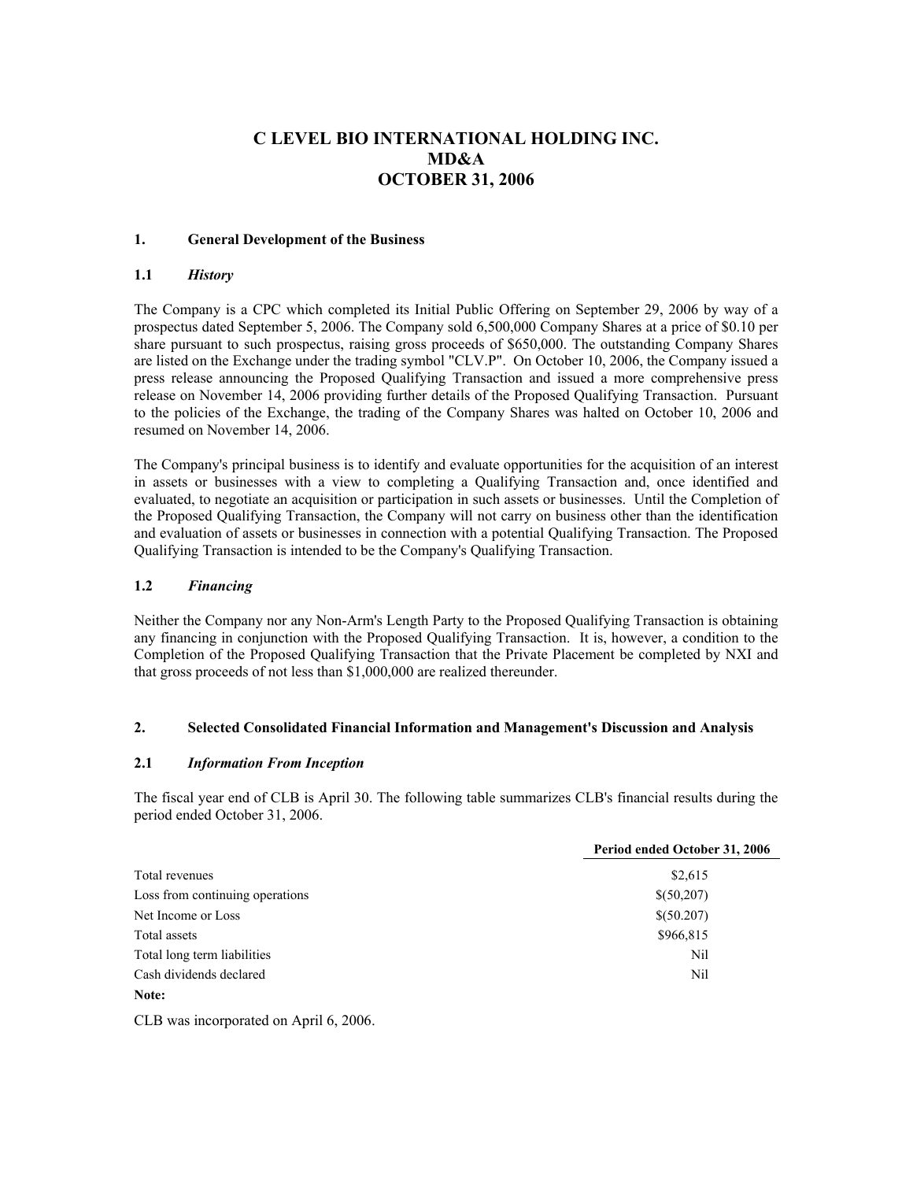# C LEVEL BIO INTERNATIONAL HOLDING INC.
# MD&A
# OCTOBER 31, 2006

## 1. General Development of the Business

### 1.1 *History*

The Company is a CPC which completed its Initial Public Offering on September 29, 2006 by way of a prospectus dated September 5, 2006. The Company sold 6,500,000 Company Shares at a price of $0.10 per share pursuant to such prospectus, raising gross proceeds of $650,000. The outstanding Company Shares are listed on the Exchange under the trading symbol "CLV.P". On October 10, 2006, the Company issued a press release announcing the Proposed Qualifying Transaction and issued a more comprehensive press release on November 14, 2006 providing further details of the Proposed Qualifying Transaction. Pursuant to the policies of the Exchange, the trading of the Company Shares was halted on October 10, 2006 and resumed on November 14, 2006.

The Company's principal business is to identify and evaluate opportunities for the acquisition of an interest in assets or businesses with a view to completing a Qualifying Transaction and, once identified and evaluated, to negotiate an acquisition or participation in such assets or businesses. Until the Completion of the Proposed Qualifying Transaction, the Company will not carry on business other than the identification and evaluation of assets or businesses in connection with a potential Qualifying Transaction. The Proposed Qualifying Transaction is intended to be the Company's Qualifying Transaction.

### 1.2 *Financing*

Neither the Company nor any Non-Arm's Length Party to the Proposed Qualifying Transaction is obtaining any financing in conjunction with the Proposed Qualifying Transaction. It is, however, a condition to the Completion of the Proposed Qualifying Transaction that the Private Placement be completed by NXI and that gross proceeds of not less than $1,000,000 are realized thereunder.

## 2. Selected Consolidated Financial Information and Management's Discussion and Analysis

### 2.1 *Information From Inception*

The fiscal year end of CLB is April 30. The following table summarizes CLB's financial results during the period ended October 31, 2006.

| | Period ended October 31, 2006 |
|---|---|
| Total revenues | $2,615 |
| Loss from continuing operations | $(50,207) |
| Net Income or Loss | $(50.207) |
| Total assets | $966,815 |
| Total long term liabilities | Nil |
| Cash dividends declared | Nil |

**Note:**

CLB was incorporated on April 6, 2006.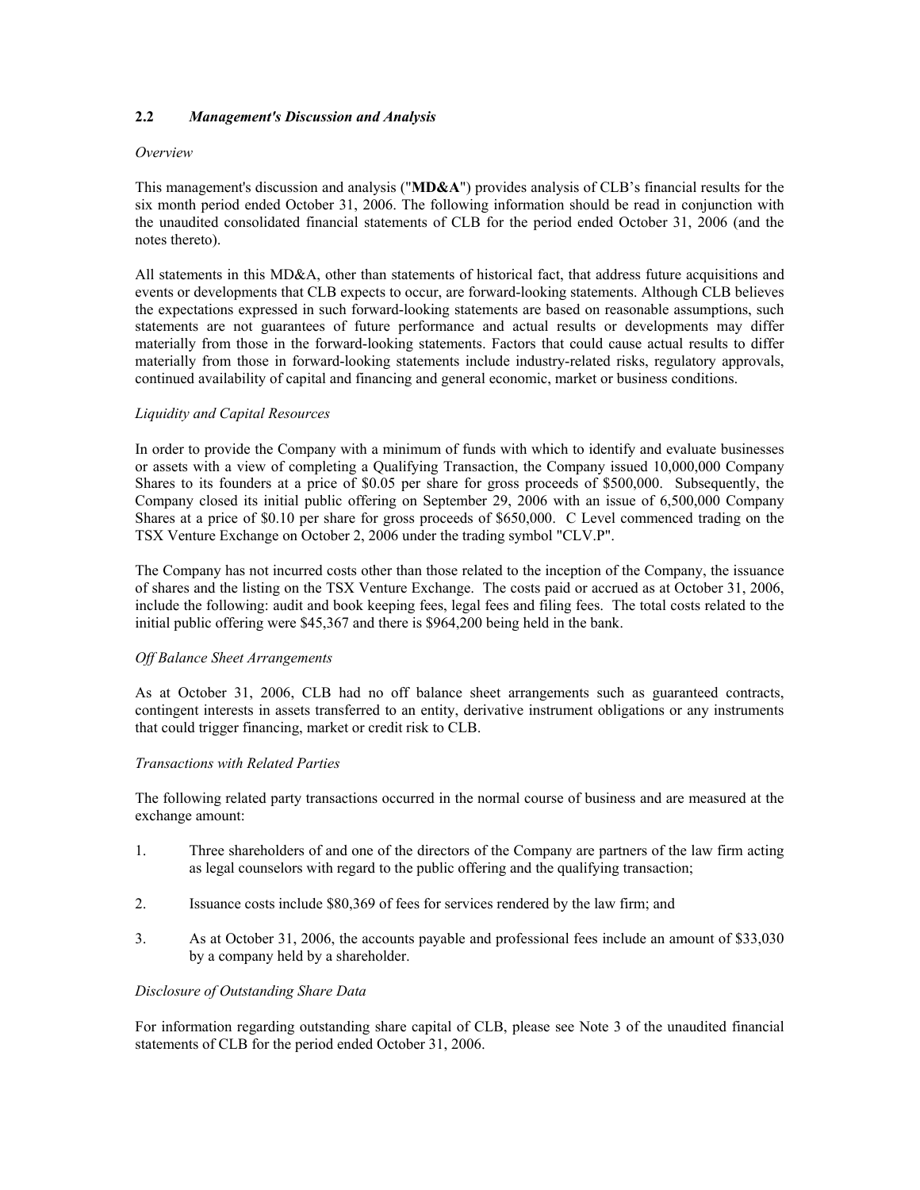## 2.2 *Management's Discussion and Analysis*

*Overview*

This management's discussion and analysis ("**MD&A**") provides analysis of CLB's financial results for the six month period ended October 31, 2006. The following information should be read in conjunction with the unaudited consolidated financial statements of CLB for the period ended October 31, 2006 (and the notes thereto).

All statements in this MD&A, other than statements of historical fact, that address future acquisitions and events or developments that CLB expects to occur, are forward-looking statements. Although CLB believes the expectations expressed in such forward-looking statements are based on reasonable assumptions, such statements are not guarantees of future performance and actual results or developments may differ materially from those in the forward-looking statements. Factors that could cause actual results to differ materially from those in forward-looking statements include industry-related risks, regulatory approvals, continued availability of capital and financing and general economic, market or business conditions.

*Liquidity and Capital Resources*

In order to provide the Company with a minimum of funds with which to identify and evaluate businesses or assets with a view of completing a Qualifying Transaction, the Company issued 10,000,000 Company Shares to its founders at a price of $0.05 per share for gross proceeds of $500,000. Subsequently, the Company closed its initial public offering on September 29, 2006 with an issue of 6,500,000 Company Shares at a price of $0.10 per share for gross proceeds of $650,000. C Level commenced trading on the TSX Venture Exchange on October 2, 2006 under the trading symbol "CLV.P".

The Company has not incurred costs other than those related to the inception of the Company, the issuance of shares and the listing on the TSX Venture Exchange. The costs paid or accrued as at October 31, 2006, include the following: audit and book keeping fees, legal fees and filing fees. The total costs related to the initial public offering were $45,367 and there is $964,200 being held in the bank.

*Off Balance Sheet Arrangements*

As at October 31, 2006, CLB had no off balance sheet arrangements such as guaranteed contracts, contingent interests in assets transferred to an entity, derivative instrument obligations or any instruments that could trigger financing, market or credit risk to CLB.

*Transactions with Related Parties*

The following related party transactions occurred in the normal course of business and are measured at the exchange amount:

1. Three shareholders of and one of the directors of the Company are partners of the law firm acting as legal counselors with regard to the public offering and the qualifying transaction;

2. Issuance costs include $80,369 of fees for services rendered by the law firm; and

3. As at October 31, 2006, the accounts payable and professional fees include an amount of $33,030 by a company held by a shareholder.

*Disclosure of Outstanding Share Data*

For information regarding outstanding share capital of CLB, please see Note 3 of the unaudited financial statements of CLB for the period ended October 31, 2006.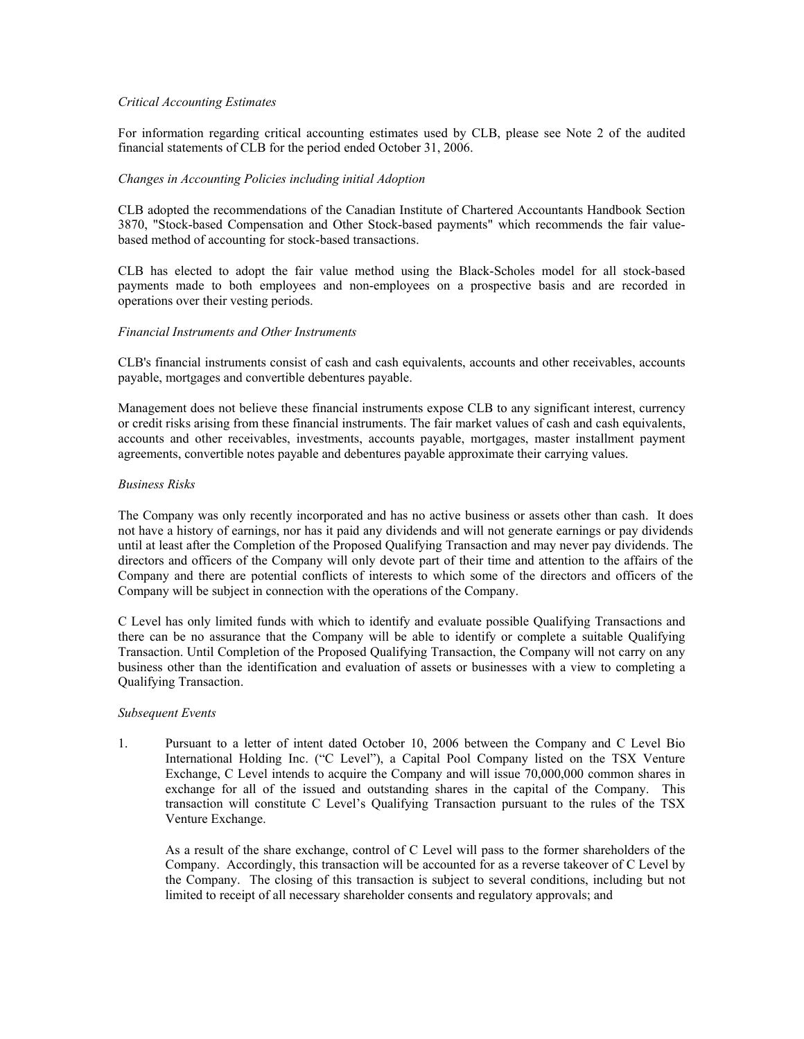*Critical Accounting Estimates*

For information regarding critical accounting estimates used by CLB, please see Note 2 of the audited financial statements of CLB for the period ended October 31, 2006.

*Changes in Accounting Policies including initial Adoption*

CLB adopted the recommendations of the Canadian Institute of Chartered Accountants Handbook Section 3870, "Stock-based Compensation and Other Stock-based payments" which recommends the fair value-based method of accounting for stock-based transactions.

CLB has elected to adopt the fair value method using the Black-Scholes model for all stock-based payments made to both employees and non-employees on a prospective basis and are recorded in operations over their vesting periods.

*Financial Instruments and Other Instruments*

CLB's financial instruments consist of cash and cash equivalents, accounts and other receivables, accounts payable, mortgages and convertible debentures payable.

Management does not believe these financial instruments expose CLB to any significant interest, currency or credit risks arising from these financial instruments. The fair market values of cash and cash equivalents, accounts and other receivables, investments, accounts payable, mortgages, master installment payment agreements, convertible notes payable and debentures payable approximate their carrying values.

*Business Risks*

The Company was only recently incorporated and has no active business or assets other than cash. It does not have a history of earnings, nor has it paid any dividends and will not generate earnings or pay dividends until at least after the Completion of the Proposed Qualifying Transaction and may never pay dividends. The directors and officers of the Company will only devote part of their time and attention to the affairs of the Company and there are potential conflicts of interests to which some of the directors and officers of the Company will be subject in connection with the operations of the Company.

C Level has only limited funds with which to identify and evaluate possible Qualifying Transactions and there can be no assurance that the Company will be able to identify or complete a suitable Qualifying Transaction. Until Completion of the Proposed Qualifying Transaction, the Company will not carry on any business other than the identification and evaluation of assets or businesses with a view to completing a Qualifying Transaction.

*Subsequent Events*

1. Pursuant to a letter of intent dated October 10, 2006 between the Company and C Level Bio International Holding Inc. ("C Level"), a Capital Pool Company listed on the TSX Venture Exchange, C Level intends to acquire the Company and will issue 70,000,000 common shares in exchange for all of the issued and outstanding shares in the capital of the Company. This transaction will constitute C Level's Qualifying Transaction pursuant to the rules of the TSX Venture Exchange.

   As a result of the share exchange, control of C Level will pass to the former shareholders of the Company. Accordingly, this transaction will be accounted for as a reverse takeover of C Level by the Company. The closing of this transaction is subject to several conditions, including but not limited to receipt of all necessary shareholder consents and regulatory approvals; and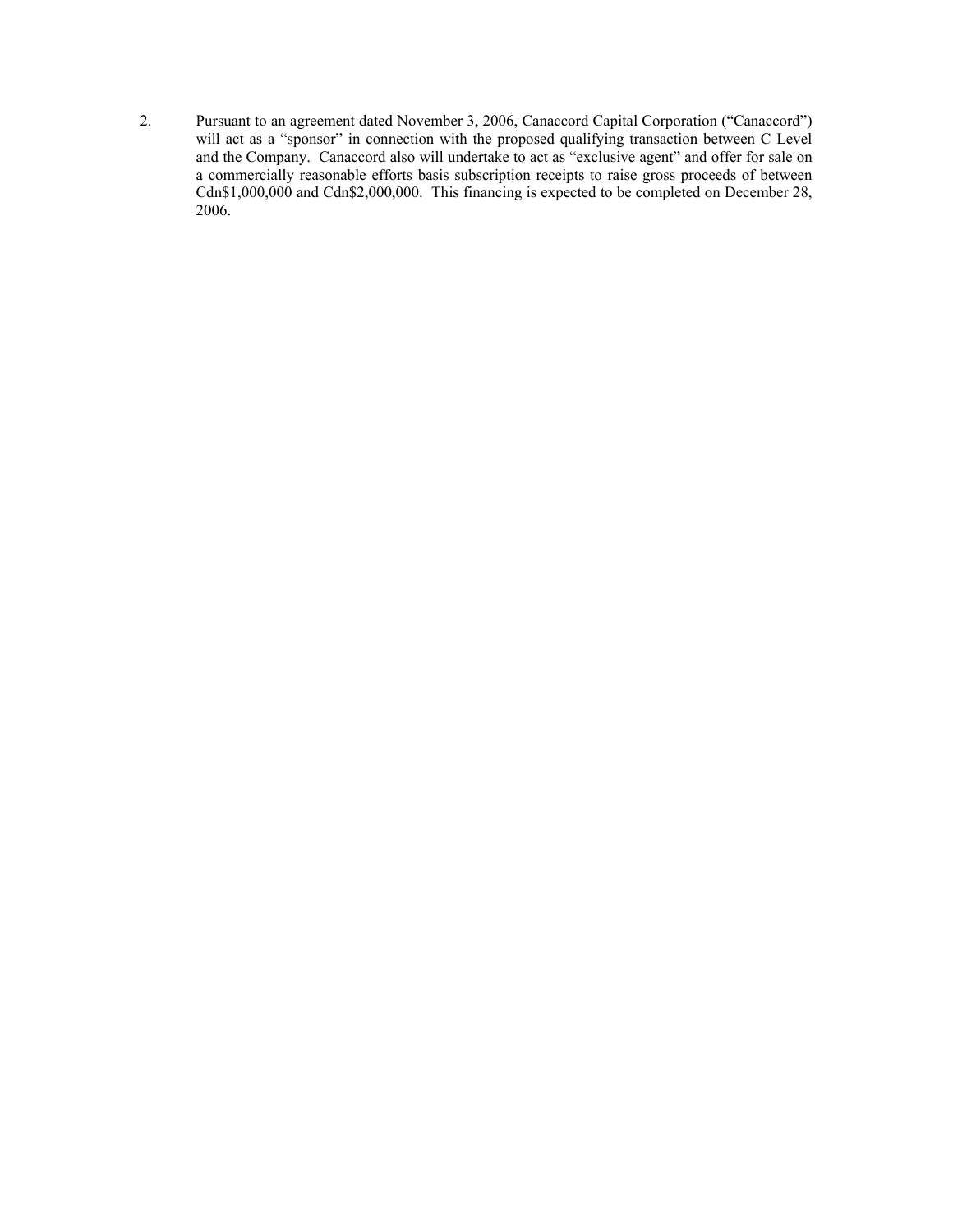2. Pursuant to an agreement dated November 3, 2006, Canaccord Capital Corporation ("Canaccord") will act as a "sponsor" in connection with the proposed qualifying transaction between C Level and the Company. Canaccord also will undertake to act as "exclusive agent" and offer for sale on a commercially reasonable efforts basis subscription receipts to raise gross proceeds of between Cdn$1,000,000 and Cdn$2,000,000. This financing is expected to be completed on December 28, 2006.